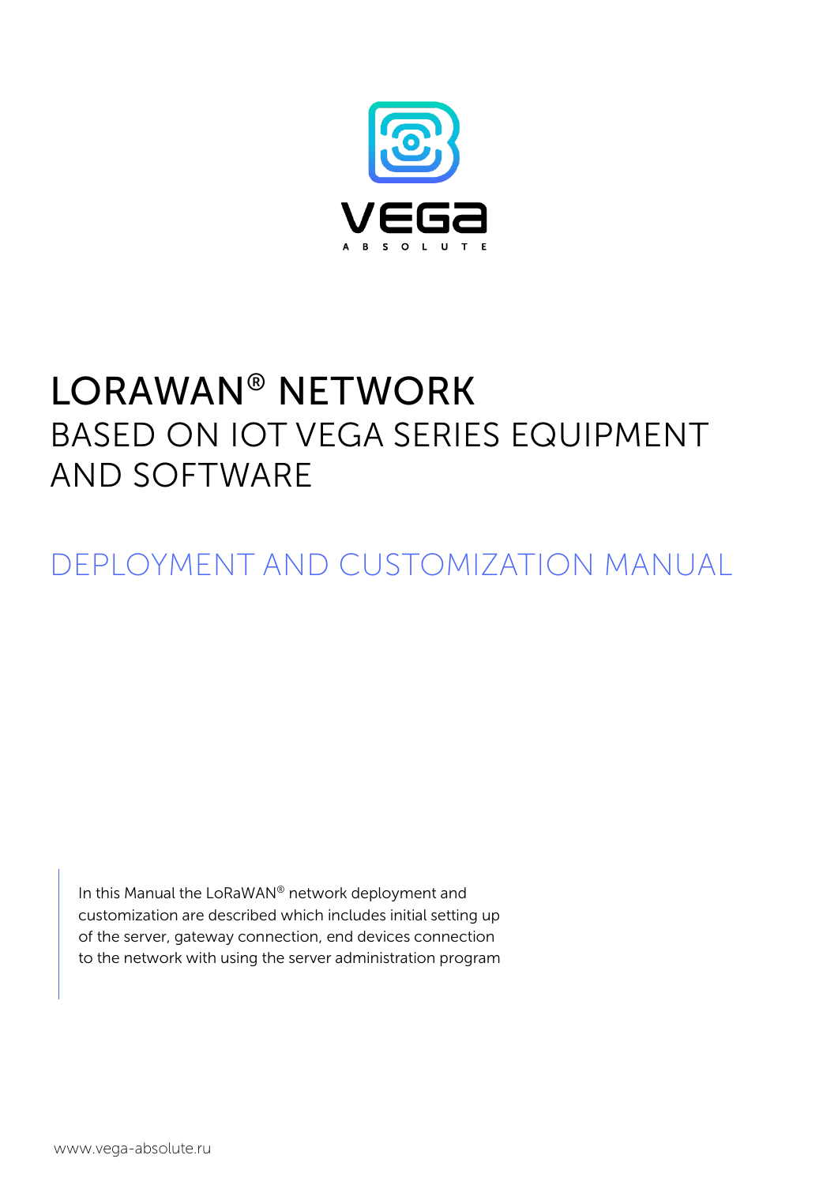VEGA

ABSOLUTE

# LORAWAN® NETWORK

## BASED ON IOT VEGA SERIES EQUIPMENT AND SOFTWARE

## DEPLOYMENT AND CUSTOMIZATION MANUAL

In this Manual the LoRaWAN® network deployment and customization are described which includes initial setting up of the server, gateway connection, end devices connection to the network with using the server administration program

www.vega-absolute.ru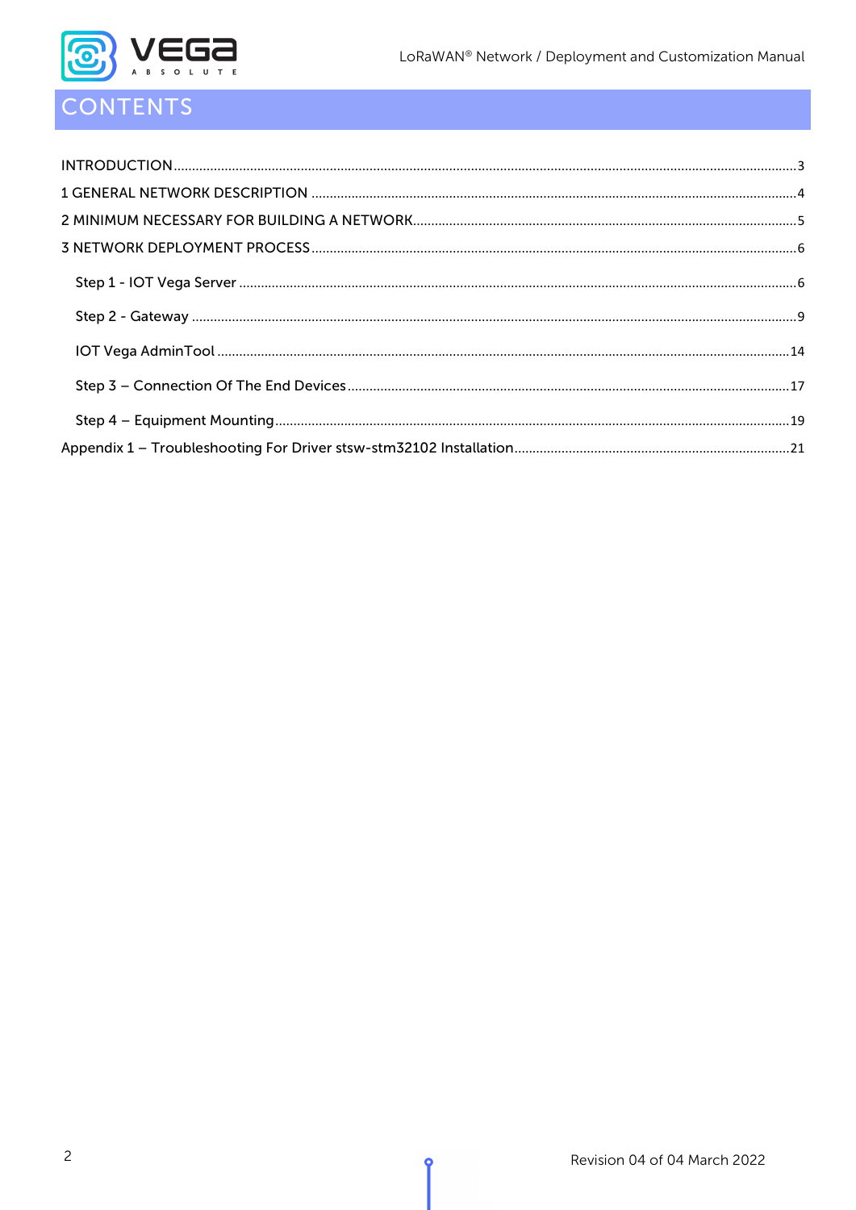# CONTENTS

INTRODUCTION .......... 3

1 GENERAL NETWORK DESCRIPTION .......... 4

2 MINIMUM NECESSARY FOR BUILDING A NETWORK .......... 5

3 NETWORK DEPLOYMENT PROCESS .......... 6

- Step 1 - IOT Vega Server .......... 6
- Step 2 - Gateway .......... 9
- IOT Vega AdminTool .......... 14
- Step 3 – Connection Of The End Devices .......... 17
- Step 4 – Equipment Mounting .......... 19

Appendix 1 – Troubleshooting For Driver stsw-stm32102 Installation .......... 21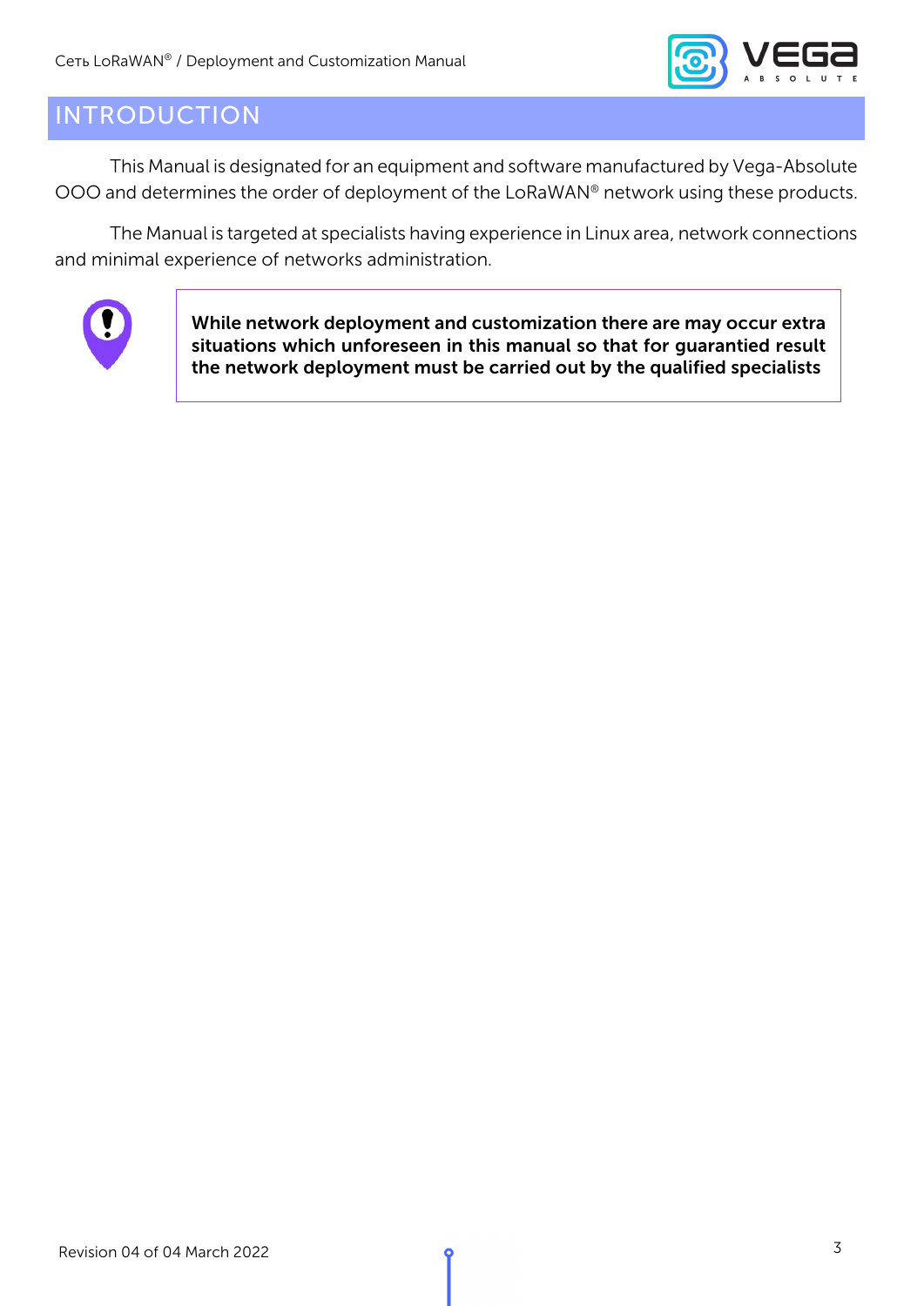# INTRODUCTION

This Manual is designated for an equipment and software manufactured by Vega-Absolute OOO and determines the order of deployment of the LoRaWAN® network using these products.

The Manual is targeted at specialists having experience in Linux area, network connections and minimal experience of networks administration.

**While network deployment and customization there are may occur extra situations which unforeseen in this manual so that for guarantied result the network deployment must be carried out by the qualified specialists**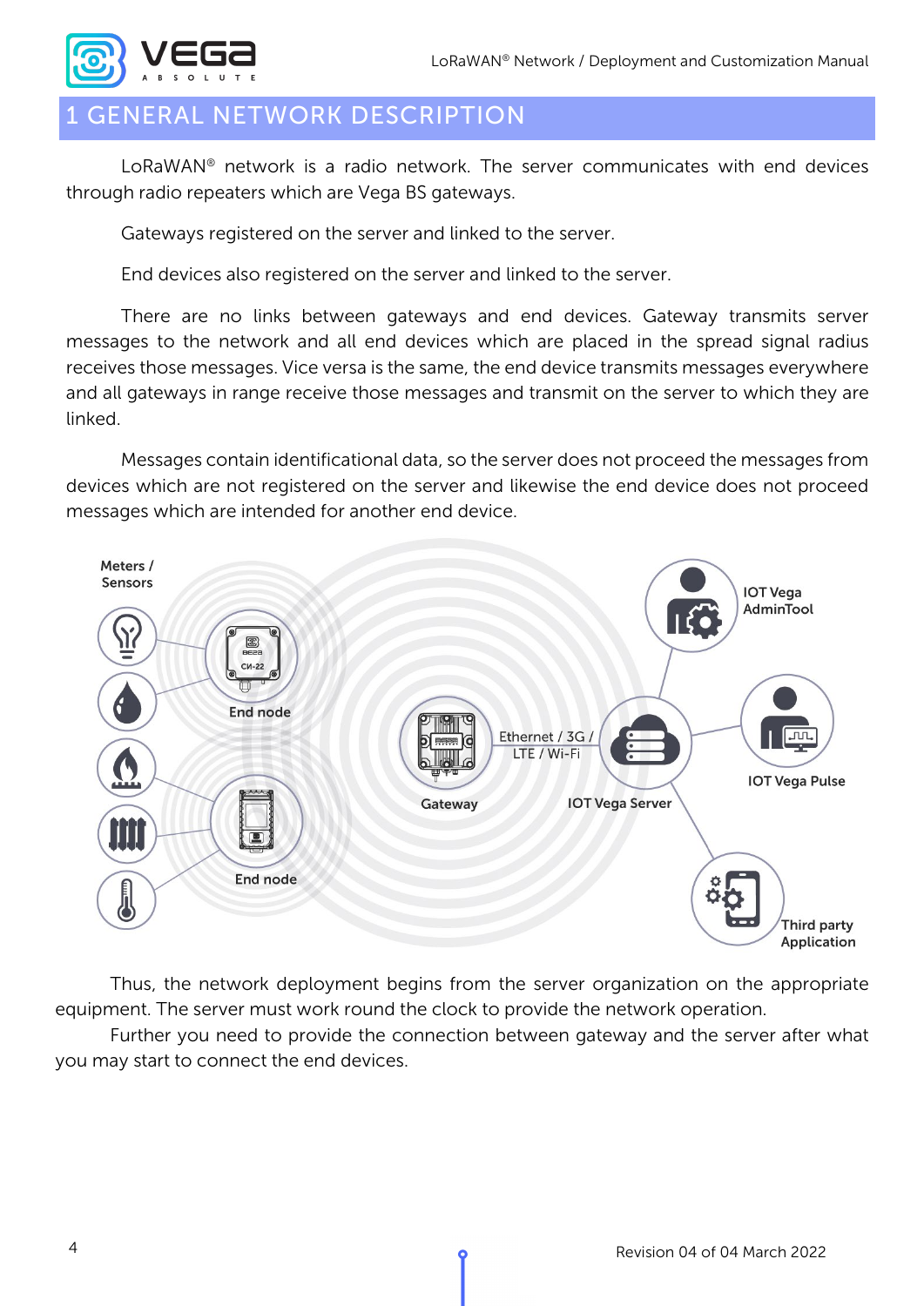# 1 GENERAL NETWORK DESCRIPTION

LoRaWAN® network is a radio network. The server communicates with end devices through radio repeaters which are Vega BS gateways.

Gateways registered on the server and linked to the server.

End devices also registered on the server and linked to the server.

There are no links between gateways and end devices. Gateway transmits server messages to the network and all end devices which are placed in the spread signal radius receives those messages. Vice versa is the same, the end device transmits messages everywhere and all gateways in range receive those messages and transmit on the server to which they are linked.

Messages contain identificational data, so the server does not proceed the messages from devices which are not registered on the server and likewise the end device does not proceed messages which are intended for another end device.

Meters / Sensors

End node

End node

Gateway

Ethernet / 3G / LTE / Wi-Fi

IOT Vega Server

IOT Vega AdminTool

IOT Vega Pulse

Third party Application

Thus, the network deployment begins from the server organization on the appropriate equipment. The server must work round the clock to provide the network operation.

Further you need to provide the connection between gateway and the server after what you may start to connect the end devices.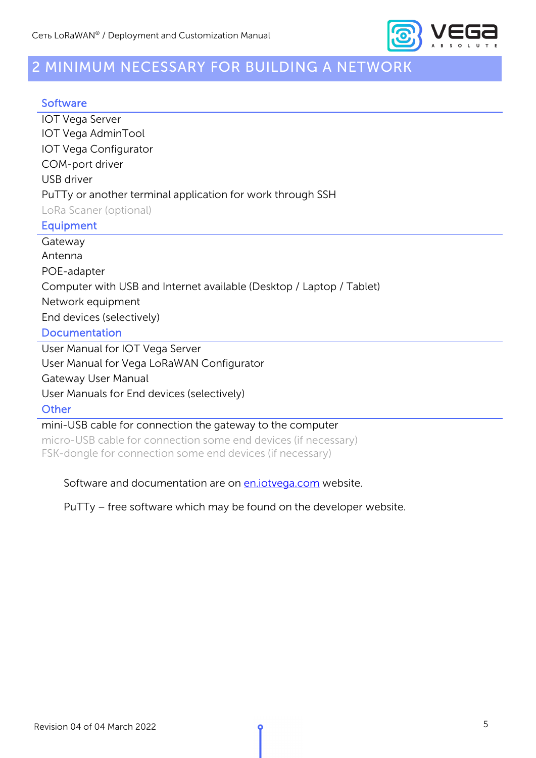# 2 MINIMUM NECESSARY FOR BUILDING A NETWORK

### Software

IOT Vega Server
IOT Vega AdminTool
IOT Vega Configurator
COM-port driver
USB driver
PuTTy or another terminal application for work through SSH
LoRa Scaner (optional)

### Equipment

Gateway
Antenna
POE-adapter
Computer with USB and Internet available (Desktop / Laptop / Tablet)
Network equipment
End devices (selectively)

### Documentation

User Manual for IOT Vega Server
User Manual for Vega LoRaWAN Configurator
Gateway User Manual
User Manuals for End devices (selectively)

### Other

mini-USB cable for connection the gateway to the computer
micro-USB cable for connection some end devices (if necessary)
FSK-dongle for connection some end devices (if necessary)

Software and documentation are on [en.iotvega.com](en.iotvega.com) website.

PuTTy – free software which may be found on the developer website.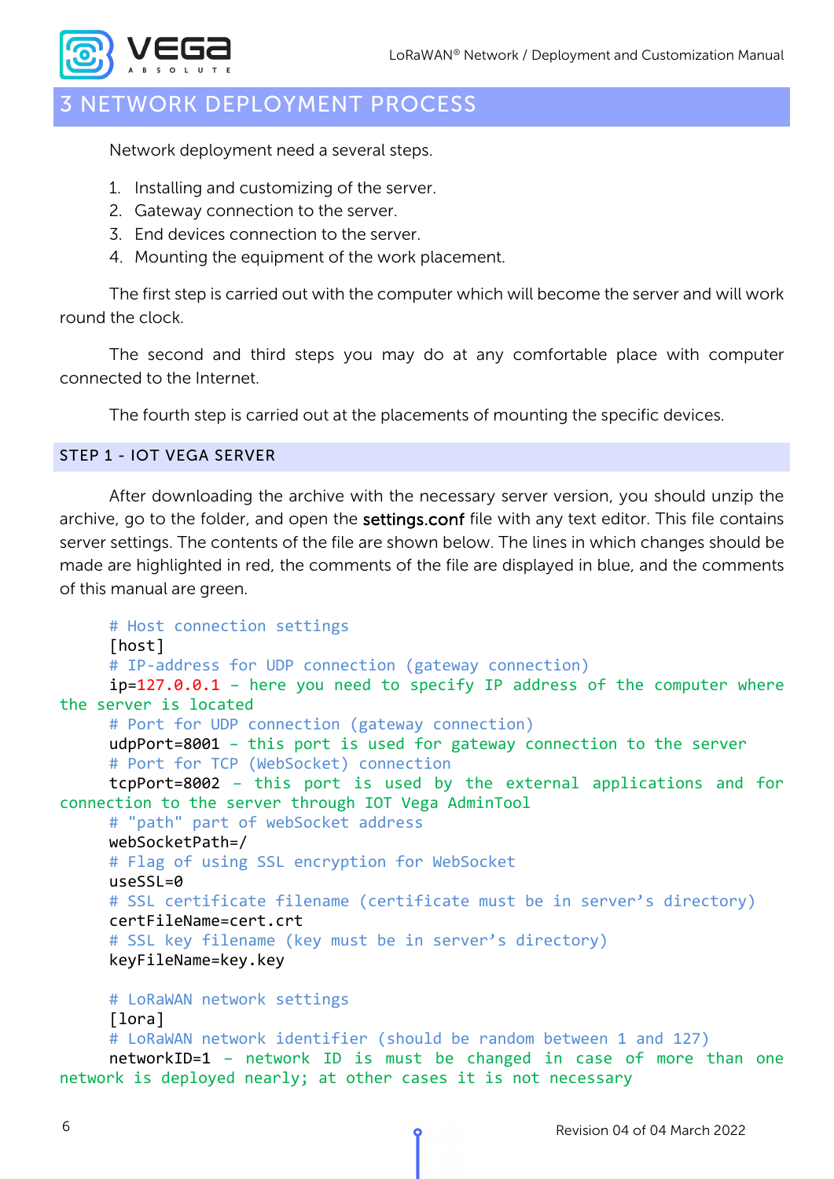# 3 NETWORK DEPLOYMENT PROCESS

Network deployment need a several steps.

1. Installing and customizing of the server.
2. Gateway connection to the server.
3. End devices connection to the server.
4. Mounting the equipment of the work placement.

The first step is carried out with the computer which will become the server and will work round the clock.

The second and third steps you may do at any comfortable place with computer connected to the Internet.

The fourth step is carried out at the placements of mounting the specific devices.

## STEP 1 - IOT VEGA SERVER

After downloading the archive with the necessary server version, you should unzip the archive, go to the folder, and open the **settings.conf** file with any text editor. This file contains server settings. The contents of the file are shown below. The lines in which changes should be made are highlighted in red, the comments of the file are displayed in blue, and the comments of this manual are green.

```
# Host connection settings
[host]
# IP-address for UDP connection (gateway connection)
ip=127.0.0.1 – here you need to specify IP address of the computer where the server is located
# Port for UDP connection (gateway connection)
udpPort=8001 – this port is used for gateway connection to the server
# Port for TCP (WebSocket) connection
tcpPort=8002 – this port is used by the external applications and for connection to the server through IOT Vega AdminTool
# "path" part of webSocket address
webSocketPath=/
# Flag of using SSL encryption for WebSocket
useSSL=0
# SSL certificate filename (certificate must be in server’s directory)
certFileName=cert.crt
# SSL key filename (key must be in server’s directory)
keyFileName=key.key

# LoRaWAN network settings
[lora]
# LoRaWAN network identifier (should be random between 1 and 127)
networkID=1 – network ID is must be changed in case of more than one network is deployed nearly; at other cases it is not necessary
```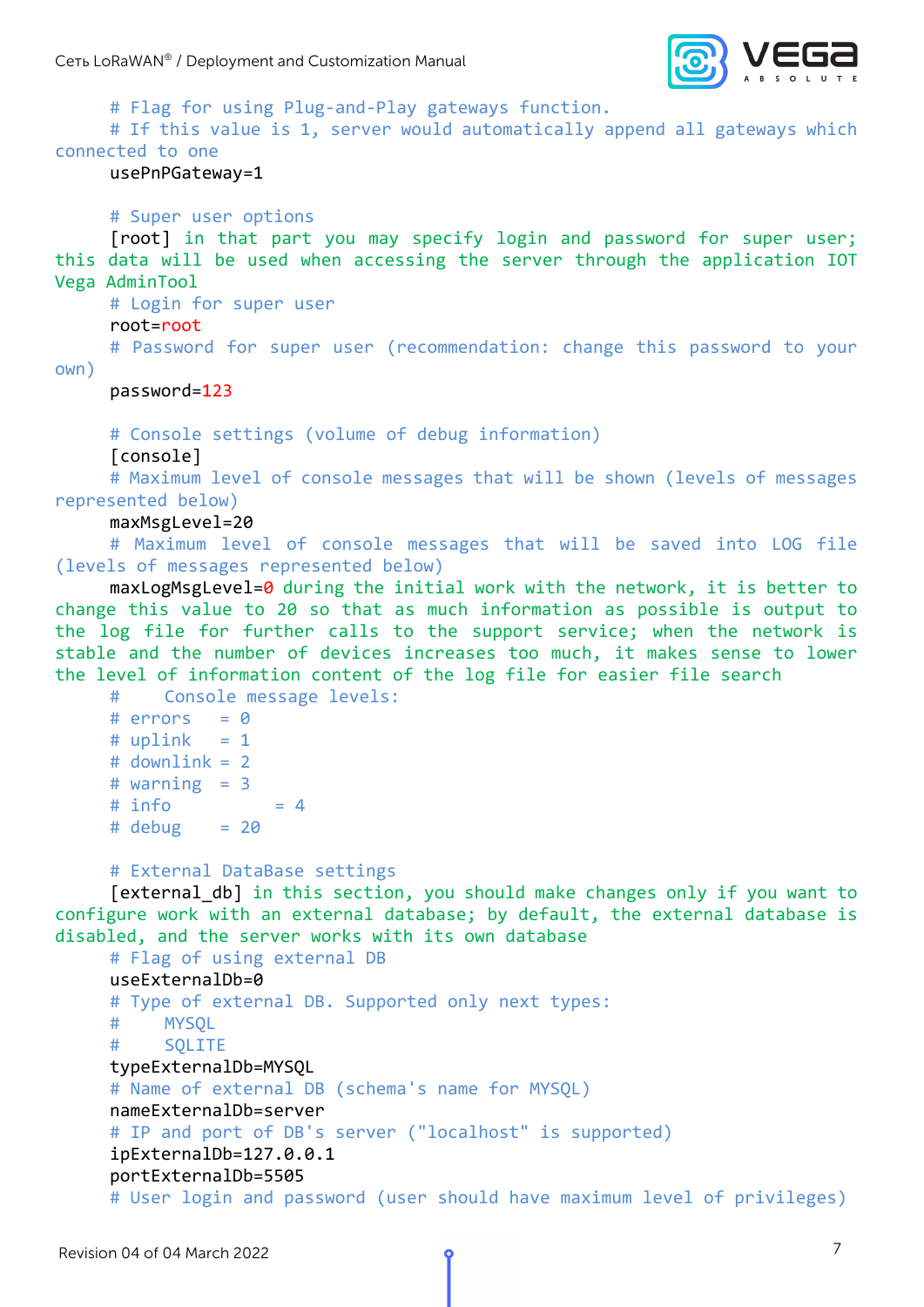```
	# Flag for using Plug-and-Play gateways function.
	# If this value is 1, server would automatically append all gateways which
connected to one
	usePnPGateway=1

	# Super user options
	[root] in that part you may specify login and password for super user;
this data will be used when accessing the server through the application IOT
Vega AdminTool
	# Login for super user
	root=root
	# Password for super user (recommendation: change this password to your
own)
	password=123

	# Console settings (volume of debug information)
	[console]
	# Maximum level of console messages that will be shown (levels of messages
represented below)
	maxMsgLevel=20
	# Maximum level of console messages that will be saved into LOG file
(levels of messages represented below)
	maxLogMsgLevel=0 during the initial work with the network, it is better to
change this value to 20 so that as much information as possible is output to
the log file for further calls to the support service; when the network is
stable and the number of devices increases too much, it makes sense to lower
the level of information content of the log file for easier file search
	#	Console message levels:
	# errors	= 0
	# uplink	= 1
	# downlink = 2
	# warning  = 3
	# info		= 4
	# debug	= 20

	# External DataBase settings
	[external_db] in this section, you should make changes only if you want to
configure work with an external database; by default, the external database is
disabled, and the server works with its own database
	# Flag of using external DB
	useExternalDb=0
	# Type of external DB. Supported only next types:
	#	MYSQL
	#	SQLITE
	typeExternalDb=MYSQL
	# Name of external DB (schema's name for MYSQL)
	nameExternalDb=server
	# IP and port of DB's server ("localhost" is supported)
	ipExternalDb=127.0.0.1
	portExternalDb=5505
	# User login and password (user should have maximum level of privileges)
```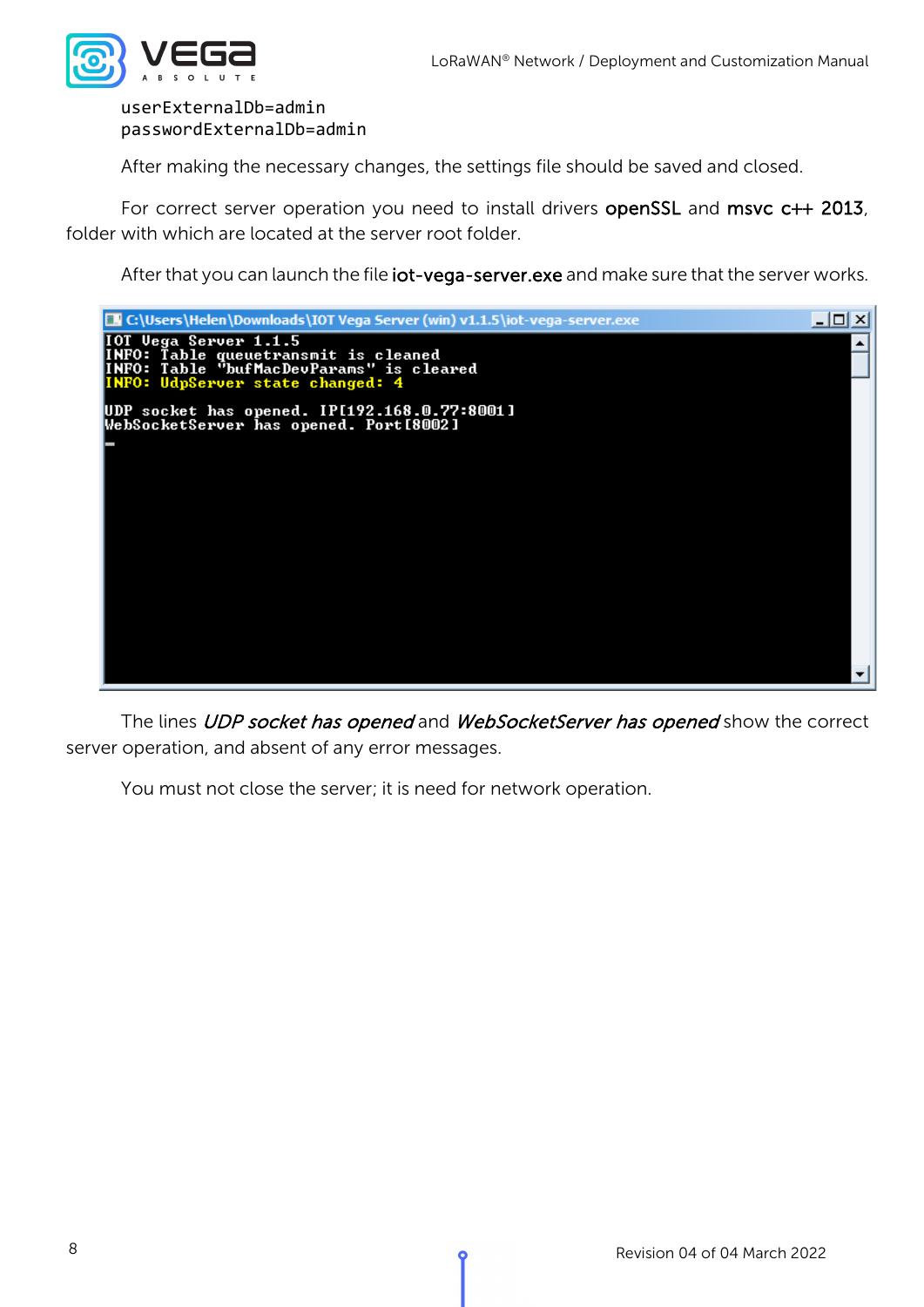```
userExternalDb=admin
passwordExternalDb=admin
```

After making the necessary changes, the settings file should be saved and closed.

For correct server operation you need to install drivers **openSSL** and **msvc c++ 2013**, folder with which are located at the server root folder.

After that you can launch the file **iot-vega-server.exe** and make sure that the server works.

```
C:\Users\Helen\Downloads\IOT Vega Server (win) v1.1.5\iot-vega-server.exe
IOT Vega Server 1.1.5
INFO: Table queuetransmit is cleaned
INFO: Table "bufMacDevParams" is cleared
INFO: UdpServer state changed: 4

UDP socket has opened. IP[192.168.0.77:8001]
WebSocketServer has opened. Port[8002]
```

The lines *UDP socket has opened* and *WebSocketServer has opened* show the correct server operation, and absent of any error messages.

You must not close the server; it is need for network operation.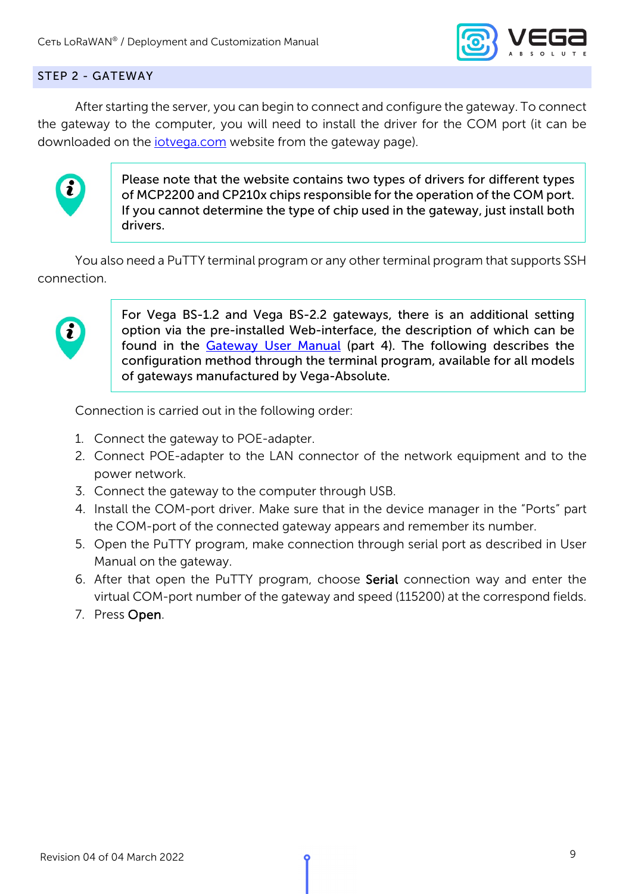## STEP 2 - GATEWAY

After starting the server, you can begin to connect and configure the gateway. To connect the gateway to the computer, you will need to install the driver for the COM port (it can be downloaded on the [iotvega.com](iotvega.com) website from the gateway page).

> Please note that the website contains two types of drivers for different types of MCP2200 and CP210x chips responsible for the operation of the COM port. If you cannot determine the type of chip used in the gateway, just install both drivers.

You also need a PuTTY terminal program or any other terminal program that supports SSH connection.

> For Vega BS-1.2 and Vega BS-2.2 gateways, there is an additional setting option via the pre-installed Web-interface, the description of which can be found in the Gateway User Manual (part 4). The following describes the configuration method through the terminal program, available for all models of gateways manufactured by Vega-Absolute.

Connection is carried out in the following order:

1. Connect the gateway to POE-adapter.
2. Connect POE-adapter to the LAN connector of the network equipment and to the power network.
3. Connect the gateway to the computer through USB.
4. Install the COM-port driver. Make sure that in the device manager in the "Ports" part the COM-port of the connected gateway appears and remember its number.
5. Open the PuTTY program, make connection through serial port as described in User Manual on the gateway.
6. After that open the PuTTY program, choose **Serial** connection way and enter the virtual COM-port number of the gateway and speed (115200) at the correspond fields.
7. Press **Open**.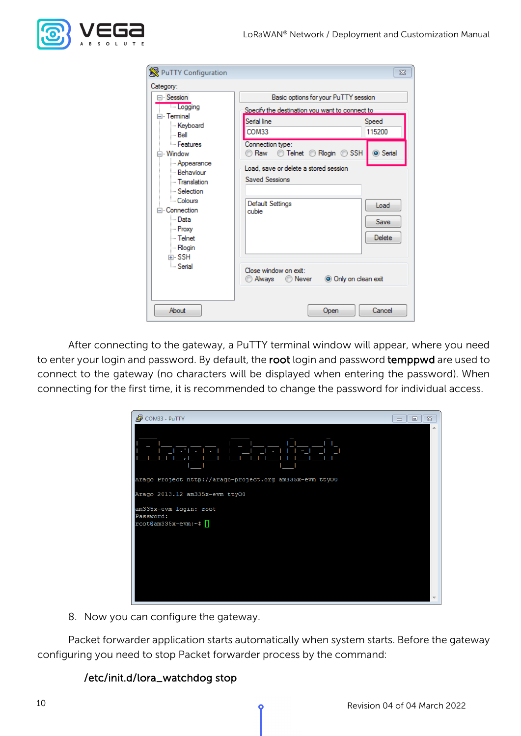After connecting to the gateway, a PuTTY terminal window will appear, where you need to enter your login and password. By default, the **root** login and password **temppwd** are used to connect to the gateway (no characters will be displayed when entering the password). When connecting for the first time, it is recommended to change the password for individual access.

8. Now you can configure the gateway.

Packet forwarder application starts automatically when system starts. Before the gateway configuring you need to stop Packet forwarder process by the command:

**/etc/init.d/lora_watchdog stop**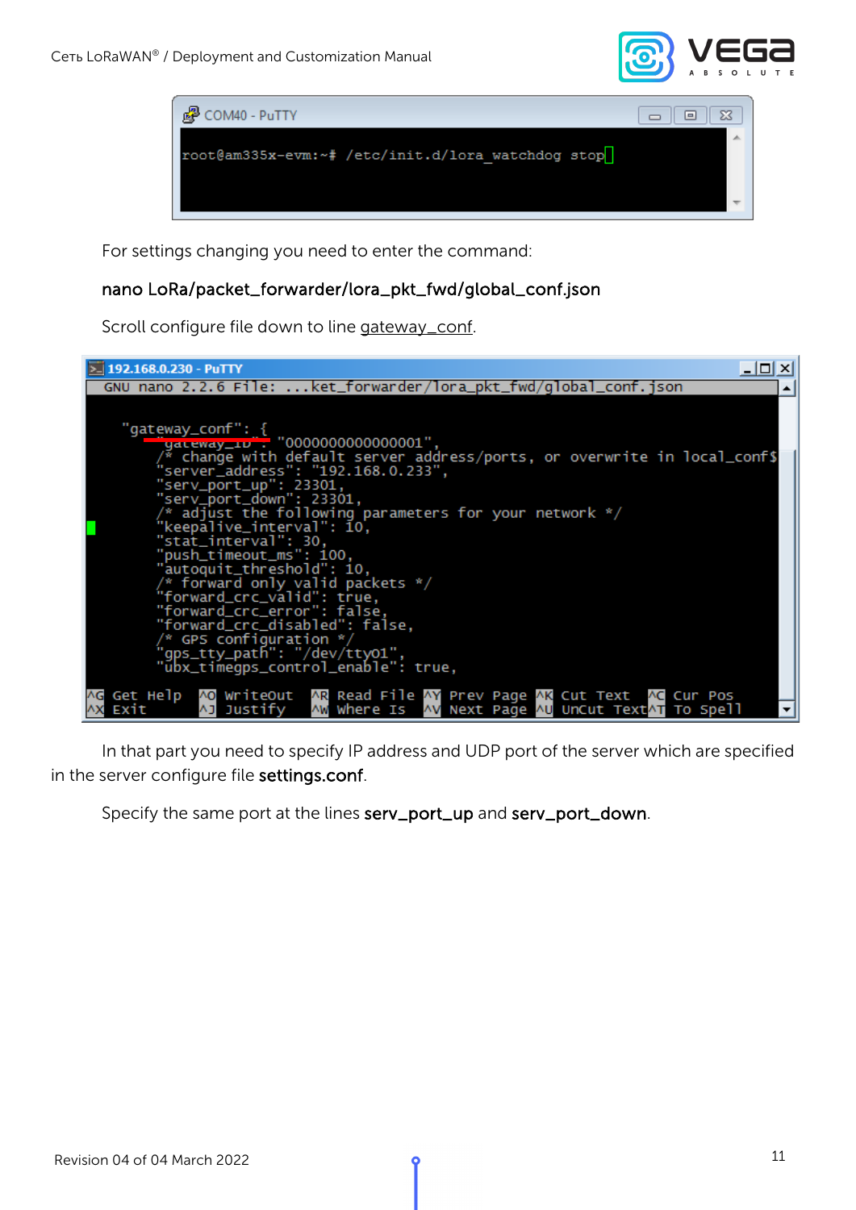```
root@am335x-evm:~# /etc/init.d/lora_watchdog stop
```

For settings changing you need to enter the command:

nano LoRa/packet_forwarder/lora_pkt_fwd/global_conf.json

Scroll configure file down to line gateway_conf.

```
  GNU nano 2.2.6 File: ...ket_forwarder/lora_pkt_fwd/global_conf.json

    "gateway_conf": {
        "gateway_ID": "0000000000000001",
        /* change with default server address/ports, or overwrite in local_conf$
        "server_address": "192.168.0.233",
        "serv_port_up": 23301,
        "serv_port_down": 23301,
        /* adjust the following parameters for your network */
        "keepalive_interval": 10,
        "stat_interval": 30,
        "push_timeout_ms": 100,
        "autoquit_threshold": 10,
        /* forward only valid packets */
        "forward_crc_valid": true,
        "forward_crc_error": false,
        "forward_crc_disabled": false,
        /* GPS configuration */
        "gps_tty_path": "/dev/ttyO1",
        "ubx_timegps_control_enable": true,

^G Get Help  ^O WriteOut  ^R Read File ^Y Prev Page ^K Cut Text  ^C Cur Pos
^X Exit      ^J Justify   ^W Where Is  ^V Next Page ^U UnCut Text^T To Spell
```

In that part you need to specify IP address and UDP port of the server which are specified in the server configure file **settings.conf**.

Specify the same port at the lines **serv_port_up** and **serv_port_down**.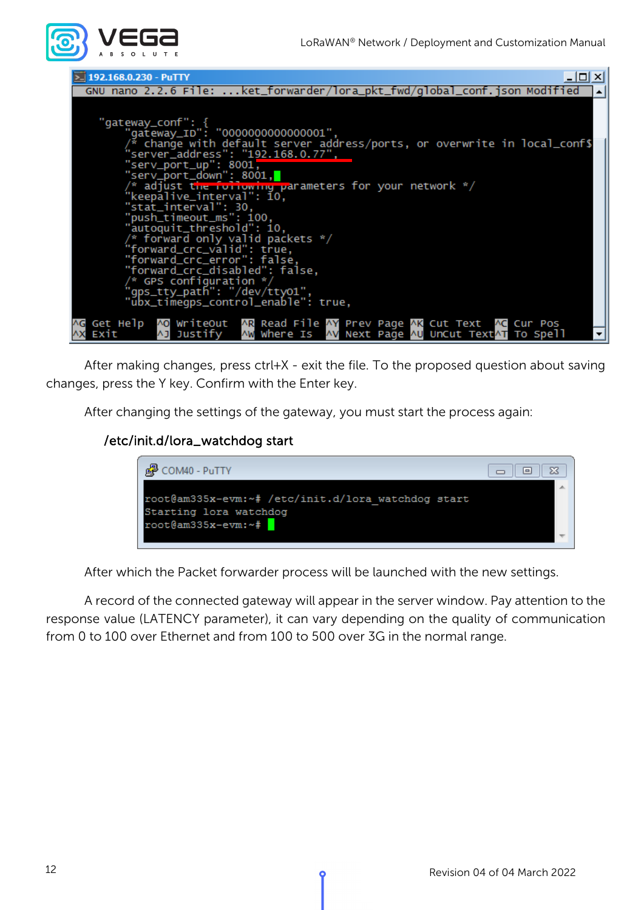```
GNU nano 2.2.6 File: ...ket_forwarder/lora_pkt_fwd/global_conf.json Modified

    "gateway_conf": {
        "gateway_ID": "0000000000000001",
        /* change with default server address/ports, or overwrite in local_conf$
        "server_address": "192.168.0.77",
        "serv_port_up": 8001,
        "serv_port_down": 8001,
        /* adjust the following parameters for your network */
        "keepalive_interval": 10,
        "stat_interval": 30,
        "push_timeout_ms": 100,
        "autoquit_threshold": 10,
        /* forward only valid packets */
        "forward_crc_valid": true,
        "forward_crc_error": false,
        "forward_crc_disabled": false,
        /* GPS configuration */
        "gps_tty_path": "/dev/ttyO1",
        "ubx_timegps_control_enable": true,

^G Get Help  ^O WriteOut  ^R Read File ^Y Prev Page ^K Cut Text  ^C Cur Pos
^X Exit      ^J Justify   ^W Where Is  ^V Next Page ^U UnCut Text^T To Spell
```

After making changes, press ctrl+X - exit the file. To the proposed question about saving changes, press the Y key. Confirm with the Enter key.

After changing the settings of the gateway, you must start the process again:

/etc/init.d/lora_watchdog start

```
root@am335x-evm:~# /etc/init.d/lora_watchdog start
Starting lora watchdog
root@am335x-evm:~#
```

After which the Packet forwarder process will be launched with the new settings.

A record of the connected gateway will appear in the server window. Pay attention to the response value (LATENCY parameter), it can vary depending on the quality of communication from 0 to 100 over Ethernet and from 100 to 500 over 3G in the normal range.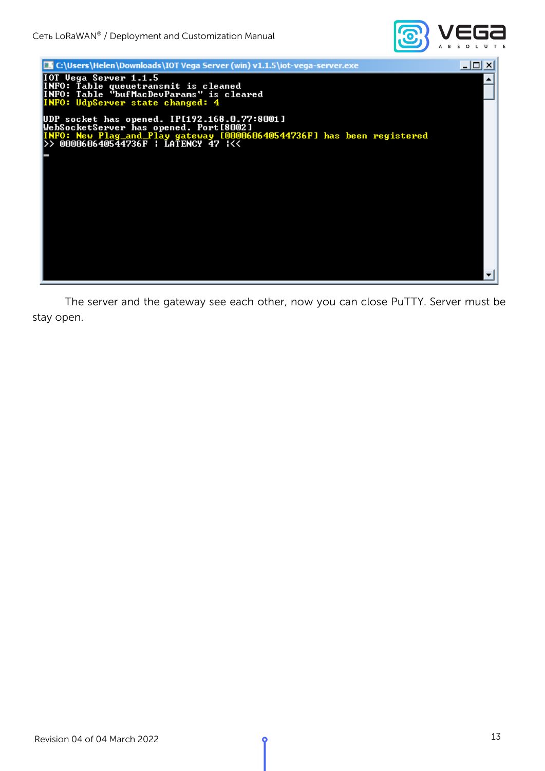```
C:\Users\Helen\Downloads\IOT Vega Server (win) v1.1.5\iot-vega-server.exe
IOT Vega Server 1.1.5
INFO: Table queuetransmit is cleaned
INFO: Table "bufMacDevParams" is cleared
INFO: UdpServer state changed: 4

UDP socket has opened. IP[192.168.0.77:8001]
WebSocketServer has opened. Port[8002]
INFO: New Plag_and_Play gateway [000060640544736F] has been registered
>> 000060640544736F ¦ LATENCY 47 ¦<<
```

The server and the gateway see each other, now you can close PuTTY. Server must be stay open.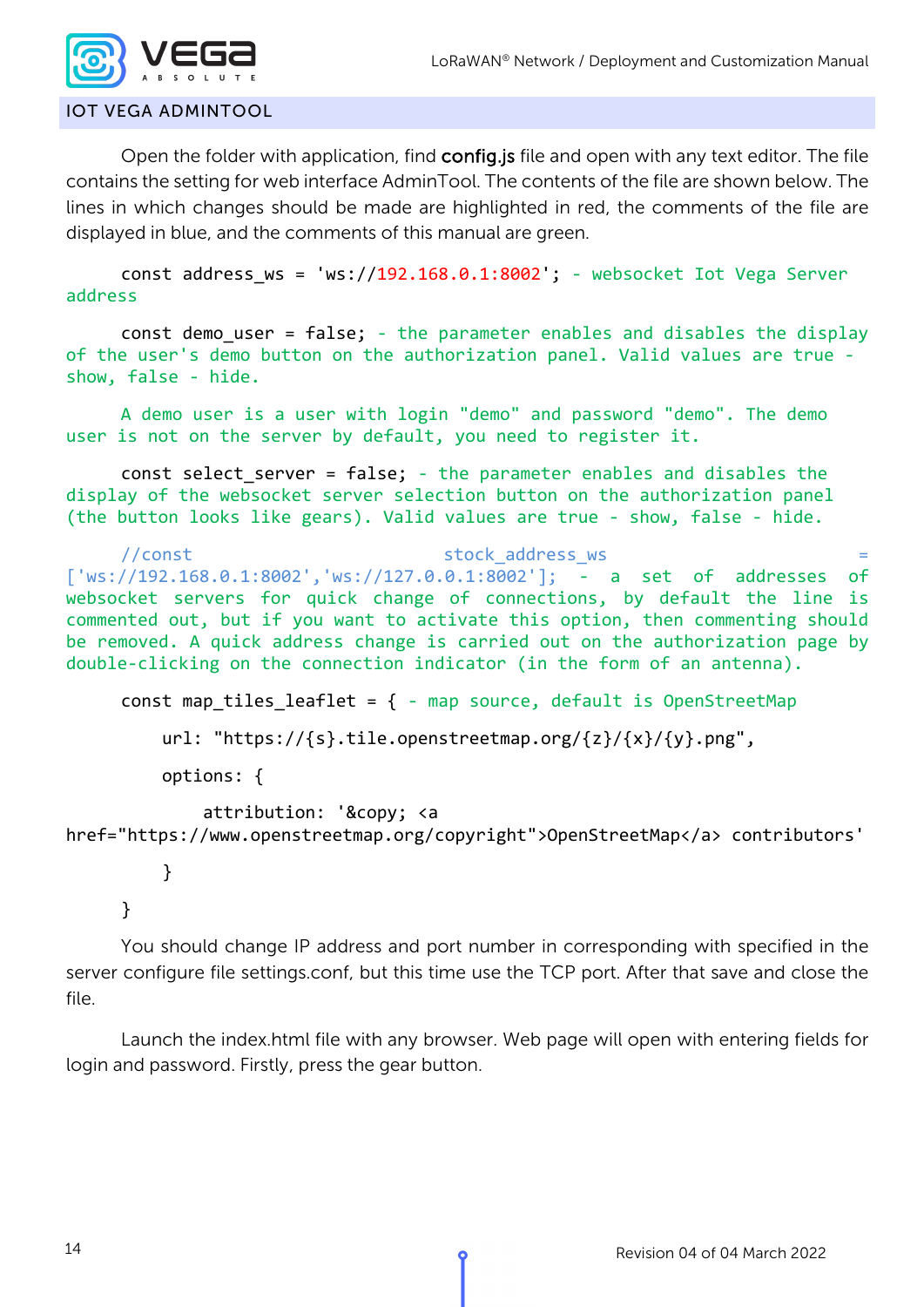## IOT VEGA ADMINTOOL

Open the folder with application, find **config.js** file and open with any text editor. The file contains the setting for web interface AdminTool. The contents of the file are shown below. The lines in which changes should be made are highlighted in red, the comments of the file are displayed in blue, and the comments of this manual are green.

```
const address_ws = 'ws://192.168.0.1:8002'; - websocket Iot Vega Server address

const demo_user = false; - the parameter enables and disables the display of the user's demo button on the authorization panel. Valid values are true - show, false - hide.

A demo user is a user with login "demo" and password "demo". The demo user is not on the server by default, you need to register it.

const select_server = false; - the parameter enables and disables the display of the websocket server selection button on the authorization panel (the button looks like gears). Valid values are true - show, false - hide.

//const stock_address_ws = ['ws://192.168.0.1:8002','ws://127.0.0.1:8002']; - a set of addresses of websocket servers for quick change of connections, by default the line is commented out, but if you want to activate this option, then commenting should be removed. A quick address change is carried out on the authorization page by double-clicking on the connection indicator (in the form of an antenna).

const map_tiles_leaflet = { - map source, default is OpenStreetMap

    url: "https://{s}.tile.openstreetmap.org/{z}/{x}/{y}.png",

    options: {

        attribution: '&copy; <a href="https://www.openstreetmap.org/copyright">OpenStreetMap</a> contributors'

    }

}
```

You should change IP address and port number in corresponding with specified in the server configure file settings.conf, but this time use the TCP port. After that save and close the file.

Launch the index.html file with any browser. Web page will open with entering fields for login and password. Firstly, press the gear button.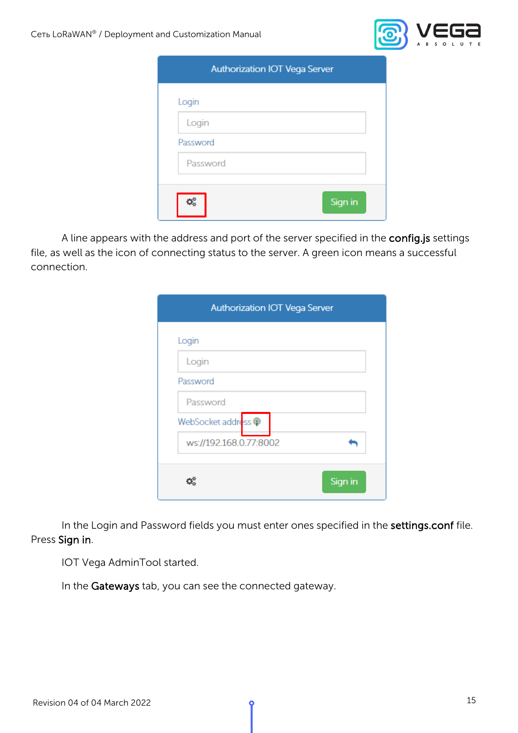A line appears with the address and port of the server specified in the **config.js** settings file, as well as the icon of connecting status to the server. A green icon means a successful connection.

In the Login and Password fields you must enter ones specified in the **settings.conf** file. Press **Sign in**.

IOT Vega AdminTool started.

In the **Gateways** tab, you can see the connected gateway.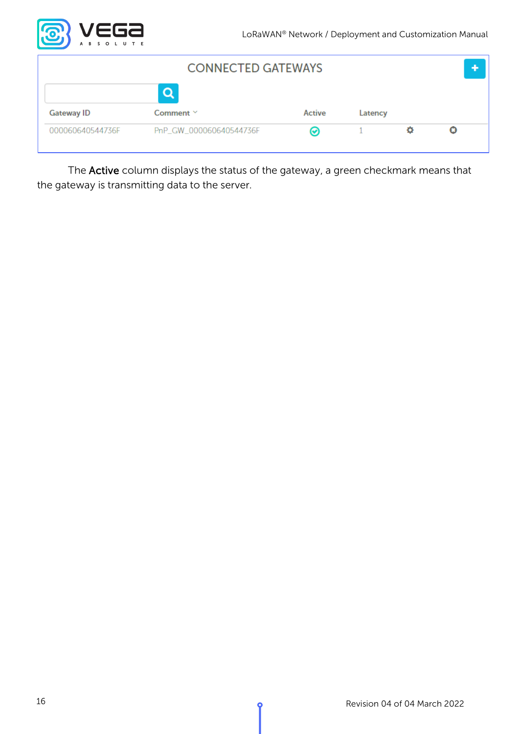CONNECTED GATEWAYS

| Gateway ID | Comment | Active | Latency | | |
|---|---|---|---|---|---|
| 000060640544736F | PnP_GW_000060640544736F | ✓ | 1 | | |

The **Active** column displays the status of the gateway, a green checkmark means that the gateway is transmitting data to the server.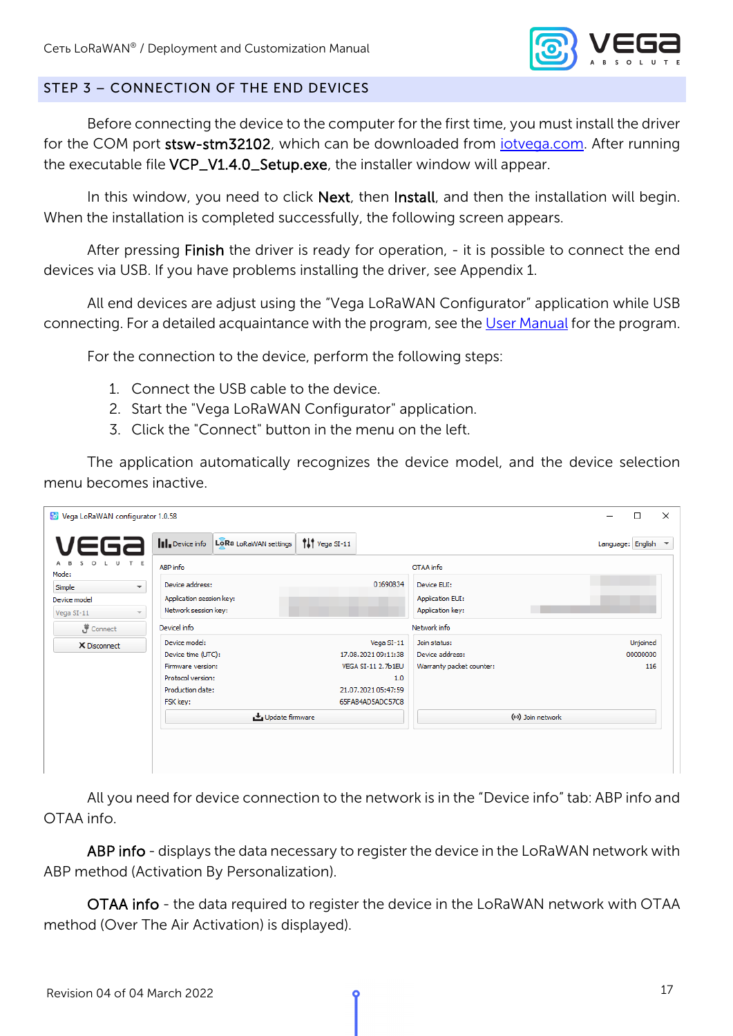## STEP 3 – CONNECTION OF THE END DEVICES

Before connecting the device to the computer for the first time, you must install the driver for the COM port **stsw-stm32102**, which can be downloaded from [iotvega.com](iotvega.com). After running the executable file **VCP_V1.4.0_Setup.exe**, the installer window will appear.

In this window, you need to click **Next**, then **Install**, and then the installation will begin. When the installation is completed successfully, the following screen appears.

After pressing **Finish** the driver is ready for operation, - it is possible to connect the end devices via USB. If you have problems installing the driver, see Appendix 1.

All end devices are adjust using the "Vega LoRaWAN Configurator" application while USB connecting. For a detailed acquaintance with the program, see the [User Manual]() for the program.

For the connection to the device, perform the following steps:

1. Connect the USB cable to the device.
2. Start the "Vega LoRaWAN Configurator" application.
3. Click the "Connect" button in the menu on the left.

The application automatically recognizes the device model, and the device selection menu becomes inactive.

All you need for device connection to the network is in the "Device info" tab: ABP info and OTAA info.

**ABP info** - displays the data necessary to register the device in the LoRaWAN network with ABP method (Activation By Personalization).

**OTAA info** - the data required to register the device in the LoRaWAN network with OTAA method (Over The Air Activation) is displayed).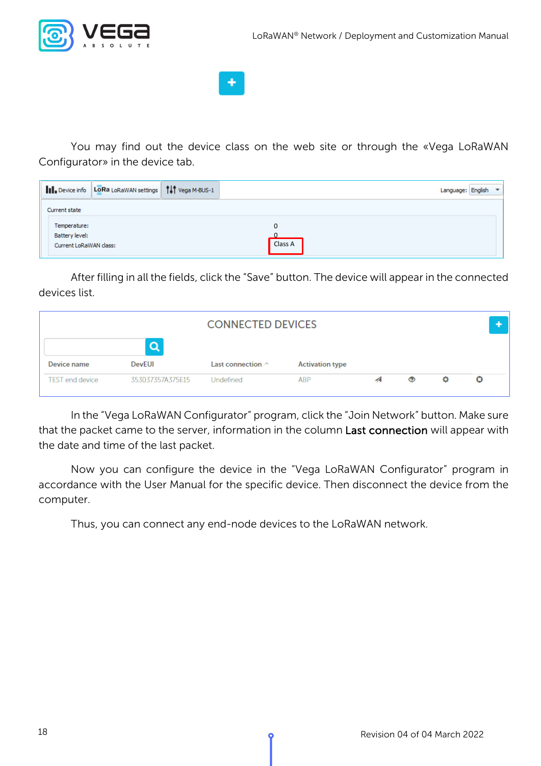You may find out the device class on the web site or through the «Vega LoRaWAN Configurator» in the device tab.

After filling in all the fields, click the "Save" button. The device will appear in the connected devices list.

In the "Vega LoRaWAN Configurator" program, click the "Join Network" button. Make sure that the packet came to the server, information in the column **Last connection** will appear with the date and time of the last packet.

Now you can configure the device in the "Vega LoRaWAN Configurator" program in accordance with the User Manual for the specific device. Then disconnect the device from the computer.

Thus, you can connect any end-node devices to the LoRaWAN network.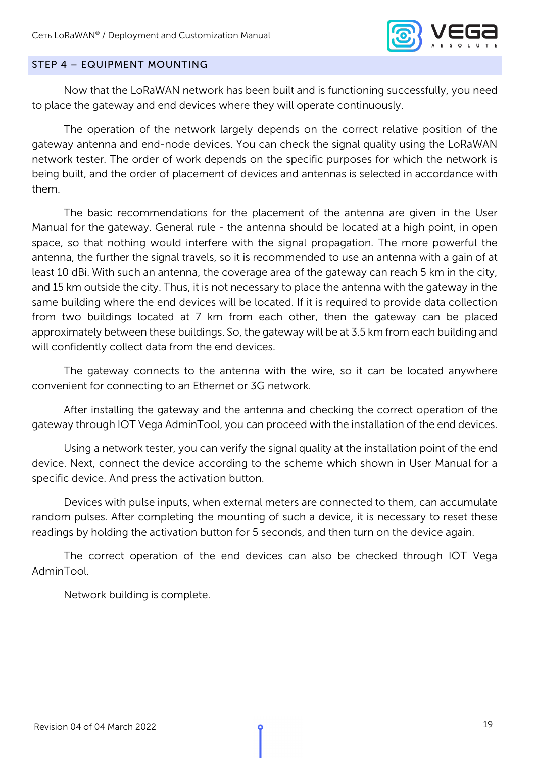## STEP 4 – EQUIPMENT MOUNTING

Now that the LoRaWAN network has been built and is functioning successfully, you need to place the gateway and end devices where they will operate continuously.

The operation of the network largely depends on the correct relative position of the gateway antenna and end-node devices. You can check the signal quality using the LoRaWAN network tester. The order of work depends on the specific purposes for which the network is being built, and the order of placement of devices and antennas is selected in accordance with them.

The basic recommendations for the placement of the antenna are given in the User Manual for the gateway. General rule - the antenna should be located at a high point, in open space, so that nothing would interfere with the signal propagation. The more powerful the antenna, the further the signal travels, so it is recommended to use an antenna with a gain of at least 10 dBi. With such an antenna, the coverage area of the gateway can reach 5 km in the city, and 15 km outside the city. Thus, it is not necessary to place the antenna with the gateway in the same building where the end devices will be located. If it is required to provide data collection from two buildings located at 7 km from each other, then the gateway can be placed approximately between these buildings. So, the gateway will be at 3.5 km from each building and will confidently collect data from the end devices.

The gateway connects to the antenna with the wire, so it can be located anywhere convenient for connecting to an Ethernet or 3G network.

After installing the gateway and the antenna and checking the correct operation of the gateway through IOT Vega AdminTool, you can proceed with the installation of the end devices.

Using a network tester, you can verify the signal quality at the installation point of the end device. Next, connect the device according to the scheme which shown in User Manual for a specific device. And press the activation button.

Devices with pulse inputs, when external meters are connected to them, can accumulate random pulses. After completing the mounting of such a device, it is necessary to reset these readings by holding the activation button for 5 seconds, and then turn on the device again.

The correct operation of the end devices can also be checked through IOT Vega AdminTool.

Network building is complete.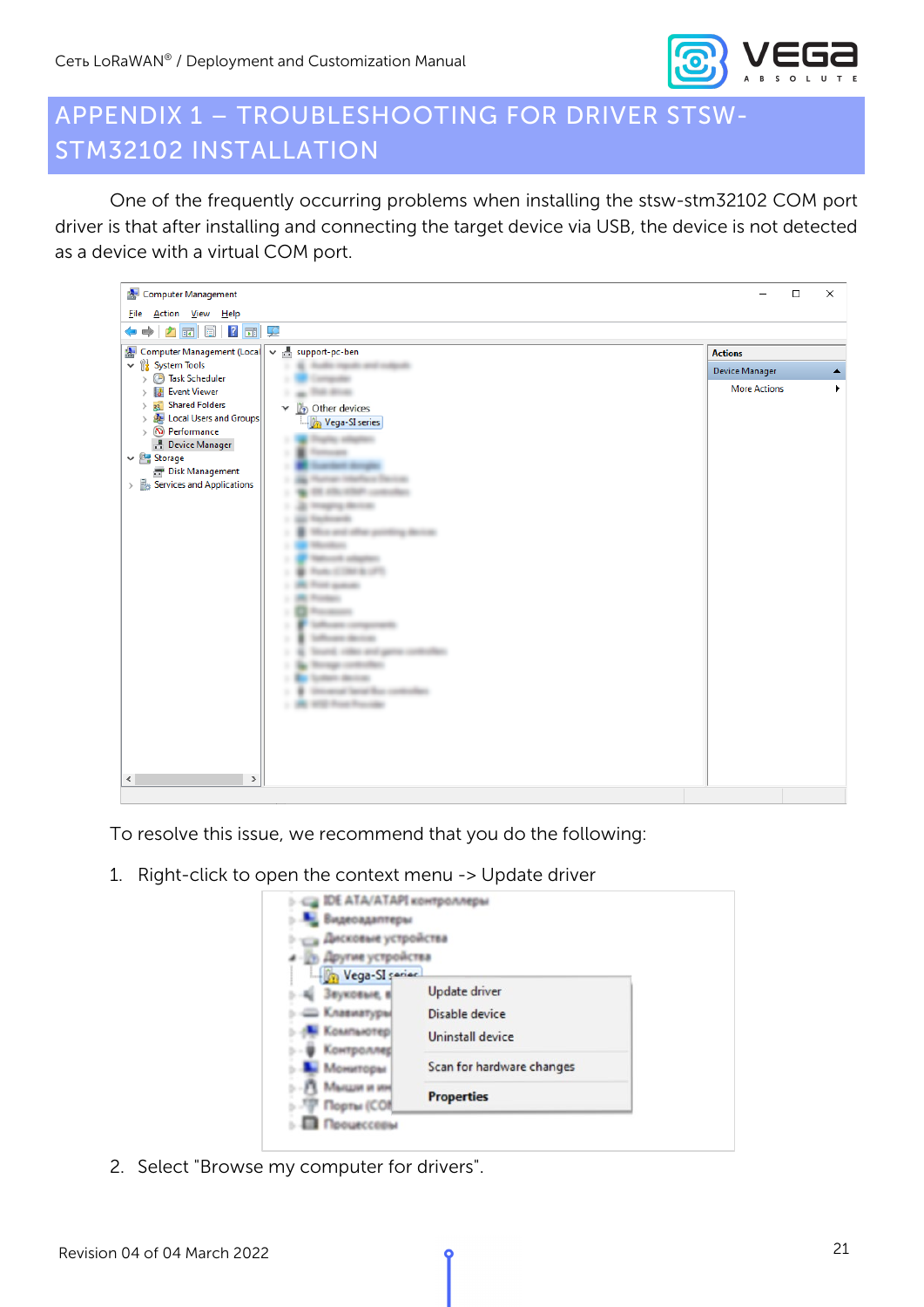# APPENDIX 1 – TROUBLESHOOTING FOR DRIVER STSW-STM32102 INSTALLATION

One of the frequently occurring problems when installing the stsw-stm32102 COM port driver is that after installing and connecting the target device via USB, the device is not detected as a device with a virtual COM port.

To resolve this issue, we recommend that you do the following:

1. Right-click to open the context menu -> Update driver

2. Select "Browse my computer for drivers".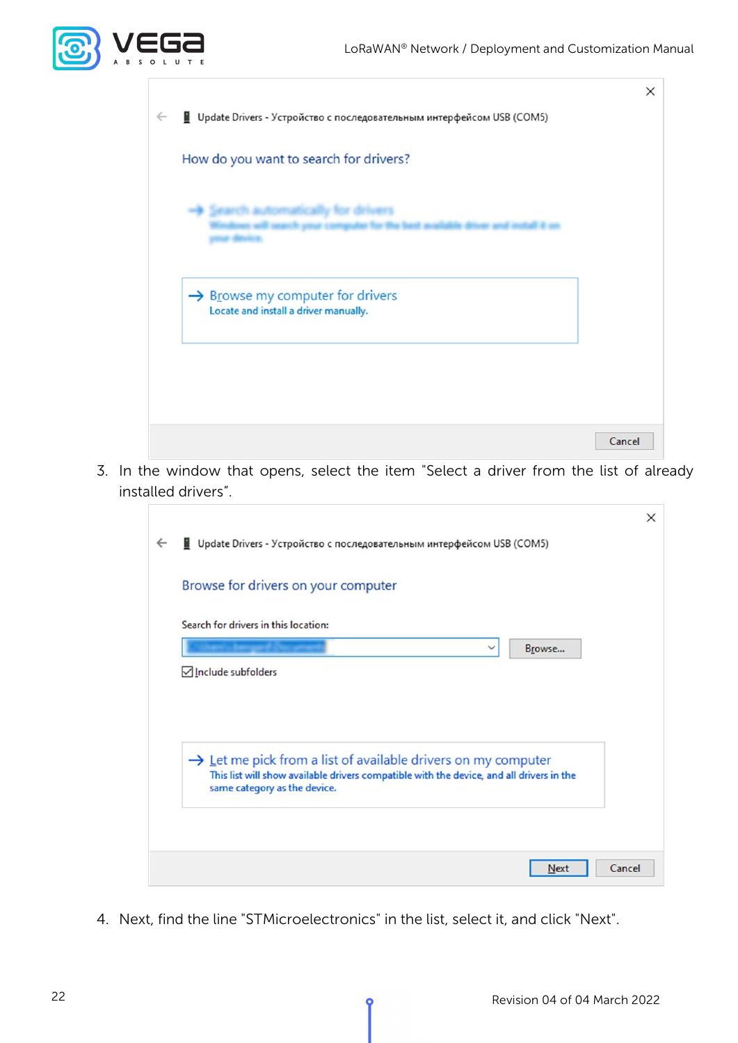3. In the window that opens, select the item "Select a driver from the list of already installed drivers".

4. Next, find the line "STMicroelectronics" in the list, select it, and click "Next".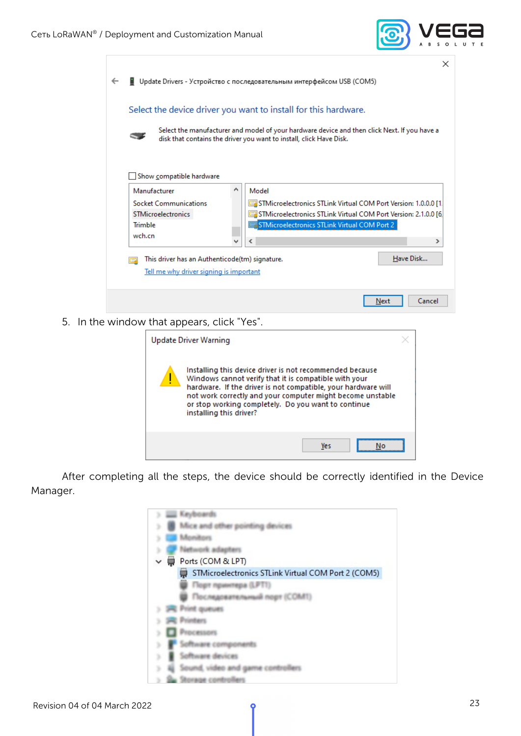5. In the window that appears, click "Yes".

After completing all the steps, the device should be correctly identified in the Device Manager.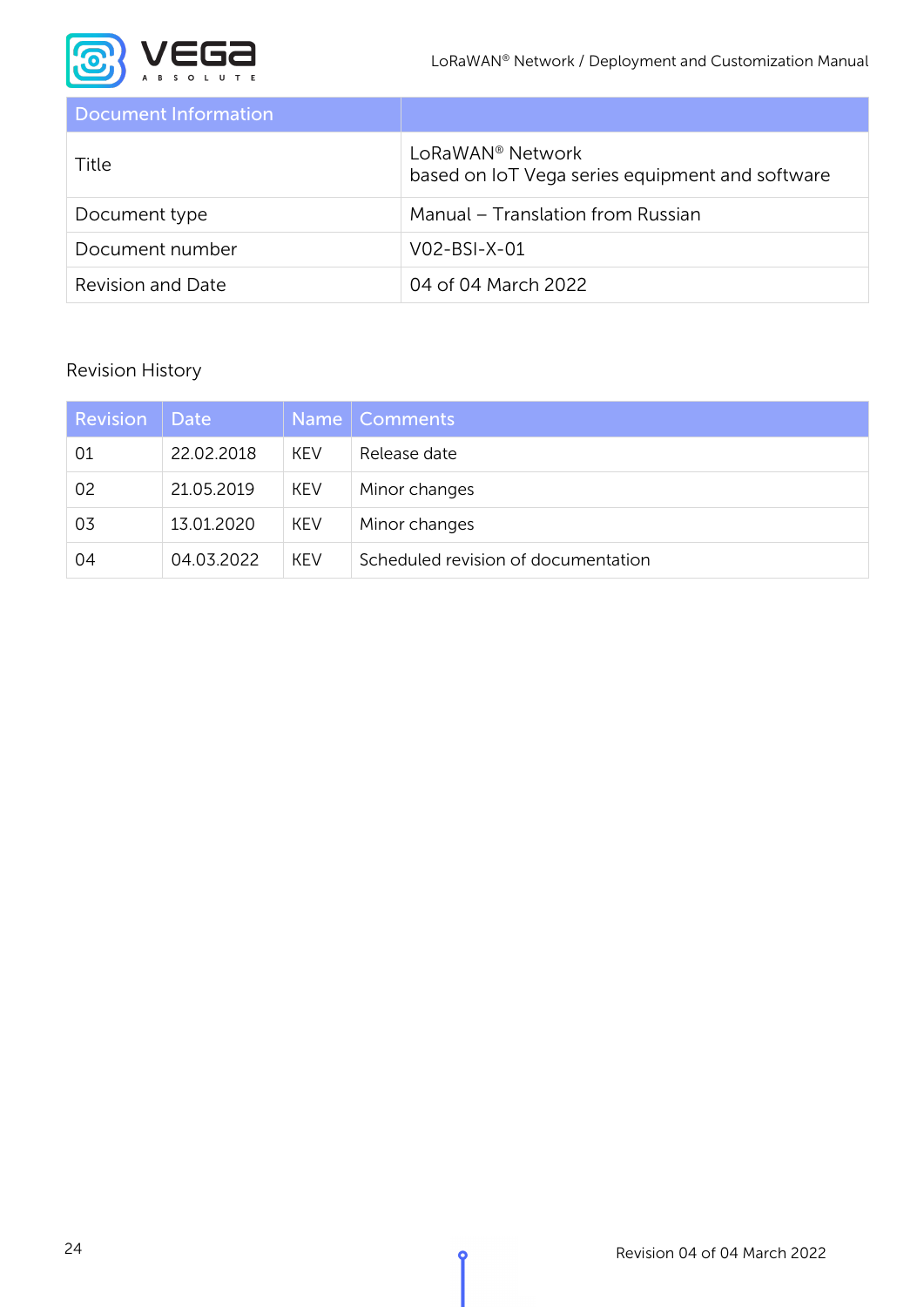| Document Information | |
|---|---|
| Title | LoRaWAN® Network<br>based on IoT Vega series equipment and software |
| Document type | Manual – Translation from Russian |
| Document number | V02-BSI-X-01 |
| Revision and Date | 04 of 04 March 2022 |

Revision History

| Revision | Date | Name | Comments |
|---|---|---|---|
| 01 | 22.02.2018 | KEV | Release date |
| 02 | 21.05.2019 | KEV | Minor changes |
| 03 | 13.01.2020 | KEV | Minor changes |
| 04 | 04.03.2022 | KEV | Scheduled revision of documentation |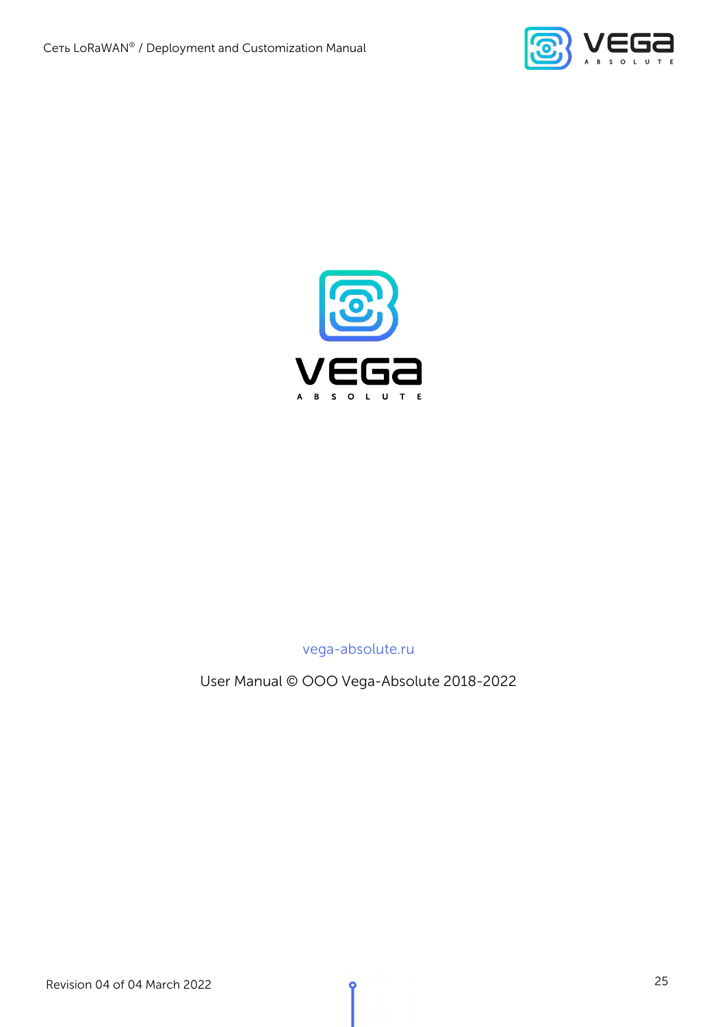vega-absolute.ru

User Manual © OOO Vega-Absolute 2018-2022